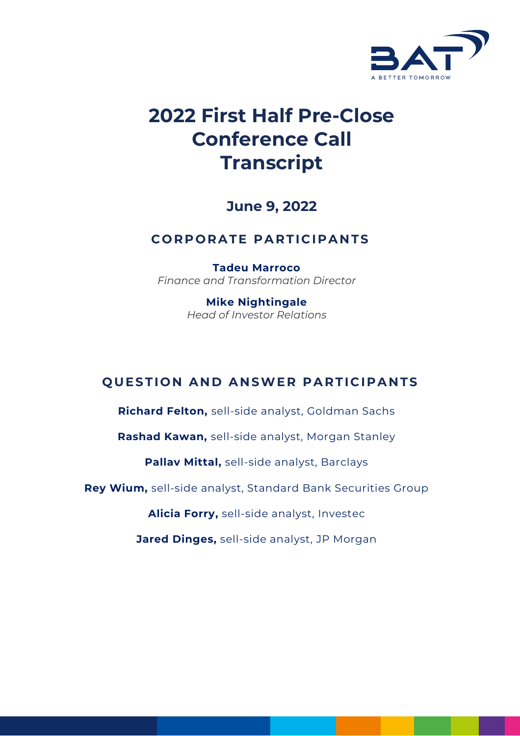# 2022 First Half Pre-Close Conference Call Transcript

## June 9, 2022

## CORPORATE PARTICIPANTS

**Tadeu Marroco**
*Finance and Transformation Director*

**Mike Nightingale**
*Head of Investor Relations*

## QUESTION AND ANSWER PARTICIPANTS

**Richard Felton,** sell-side analyst, Goldman Sachs

**Rashad Kawan,** sell-side analyst, Morgan Stanley

**Pallav Mittal,** sell-side analyst, Barclays

**Rey Wium,** sell-side analyst, Standard Bank Securities Group

**Alicia Forry,** sell-side analyst, Investec

**Jared Dinges,** sell-side analyst, JP Morgan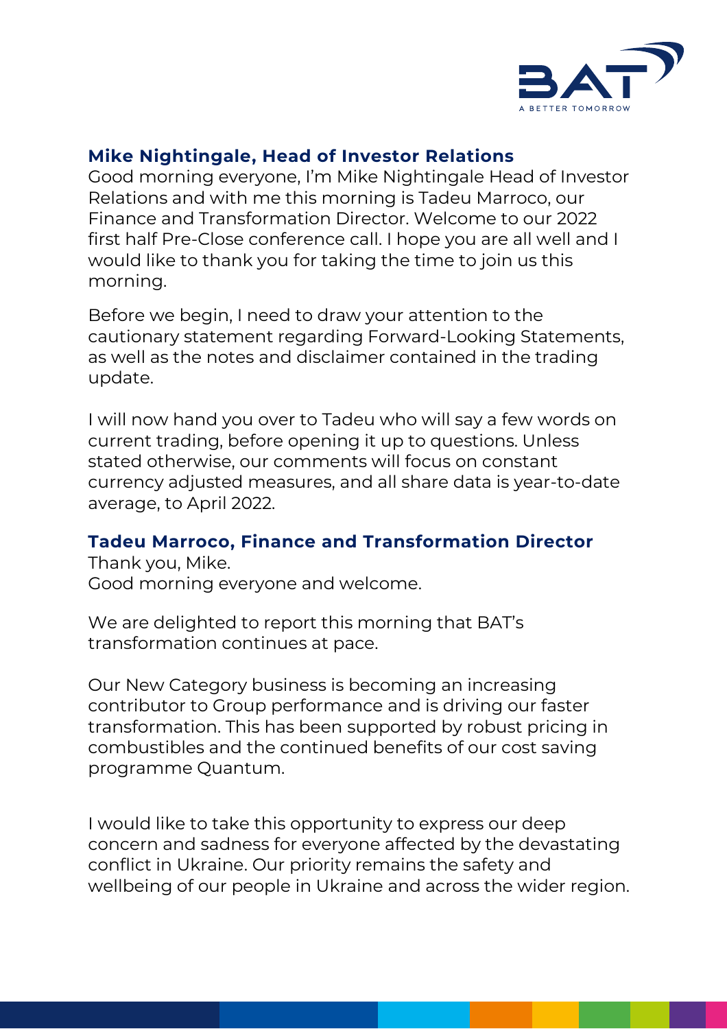**Mike Nightingale, Head of Investor Relations**
Good morning everyone, I'm Mike Nightingale Head of Investor Relations and with me this morning is Tadeu Marroco, our Finance and Transformation Director. Welcome to our 2022 first half Pre-Close conference call. I hope you are all well and I would like to thank you for taking the time to join us this morning.

Before we begin, I need to draw your attention to the cautionary statement regarding Forward-Looking Statements, as well as the notes and disclaimer contained in the trading update.

I will now hand you over to Tadeu who will say a few words on current trading, before opening it up to questions. Unless stated otherwise, our comments will focus on constant currency adjusted measures, and all share data is year-to-date average, to April 2022.

**Tadeu Marroco, Finance and Transformation Director**
Thank you, Mike.
Good morning everyone and welcome.

We are delighted to report this morning that BAT's transformation continues at pace.

Our New Category business is becoming an increasing contributor to Group performance and is driving our faster transformation. This has been supported by robust pricing in combustibles and the continued benefits of our cost saving programme Quantum.

I would like to take this opportunity to express our deep concern and sadness for everyone affected by the devastating conflict in Ukraine. Our priority remains the safety and wellbeing of our people in Ukraine and across the wider region.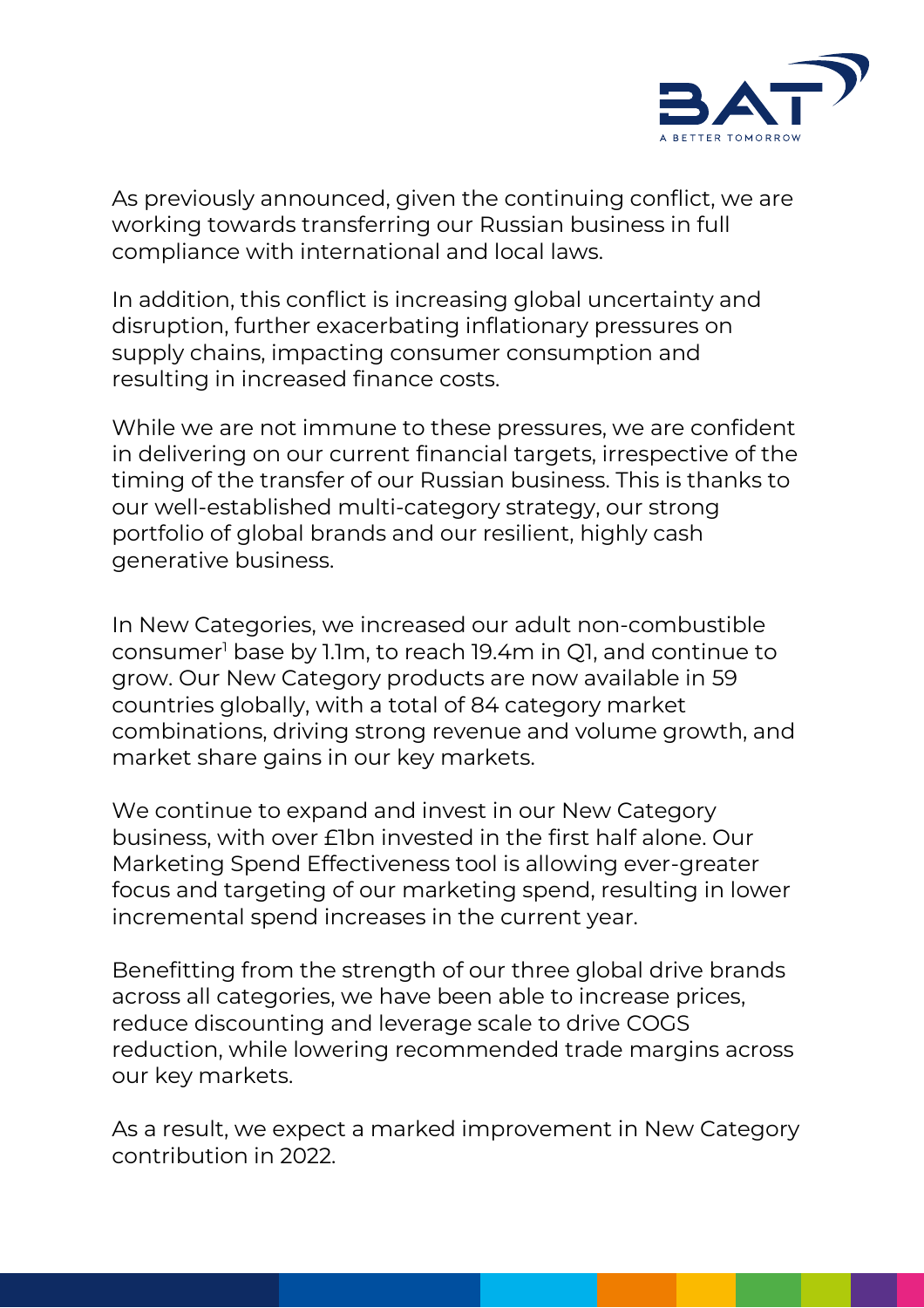As previously announced, given the continuing conflict, we are working towards transferring our Russian business in full compliance with international and local laws.

In addition, this conflict is increasing global uncertainty and disruption, further exacerbating inflationary pressures on supply chains, impacting consumer consumption and resulting in increased finance costs.

While we are not immune to these pressures, we are confident in delivering on our current financial targets, irrespective of the timing of the transfer of our Russian business. This is thanks to our well-established multi-category strategy, our strong portfolio of global brands and our resilient, highly cash generative business.

In New Categories, we increased our adult non-combustible consumer[1] base by 1.1m, to reach 19.4m in Q1, and continue to grow. Our New Category products are now available in 59 countries globally, with a total of 84 category market combinations, driving strong revenue and volume growth, and market share gains in our key markets.

We continue to expand and invest in our New Category business, with over £1bn invested in the first half alone. Our Marketing Spend Effectiveness tool is allowing ever-greater focus and targeting of our marketing spend, resulting in lower incremental spend increases in the current year.

Benefitting from the strength of our three global drive brands across all categories, we have been able to increase prices, reduce discounting and leverage scale to drive COGS reduction, while lowering recommended trade margins across our key markets.

As a result, we expect a marked improvement in New Category contribution in 2022.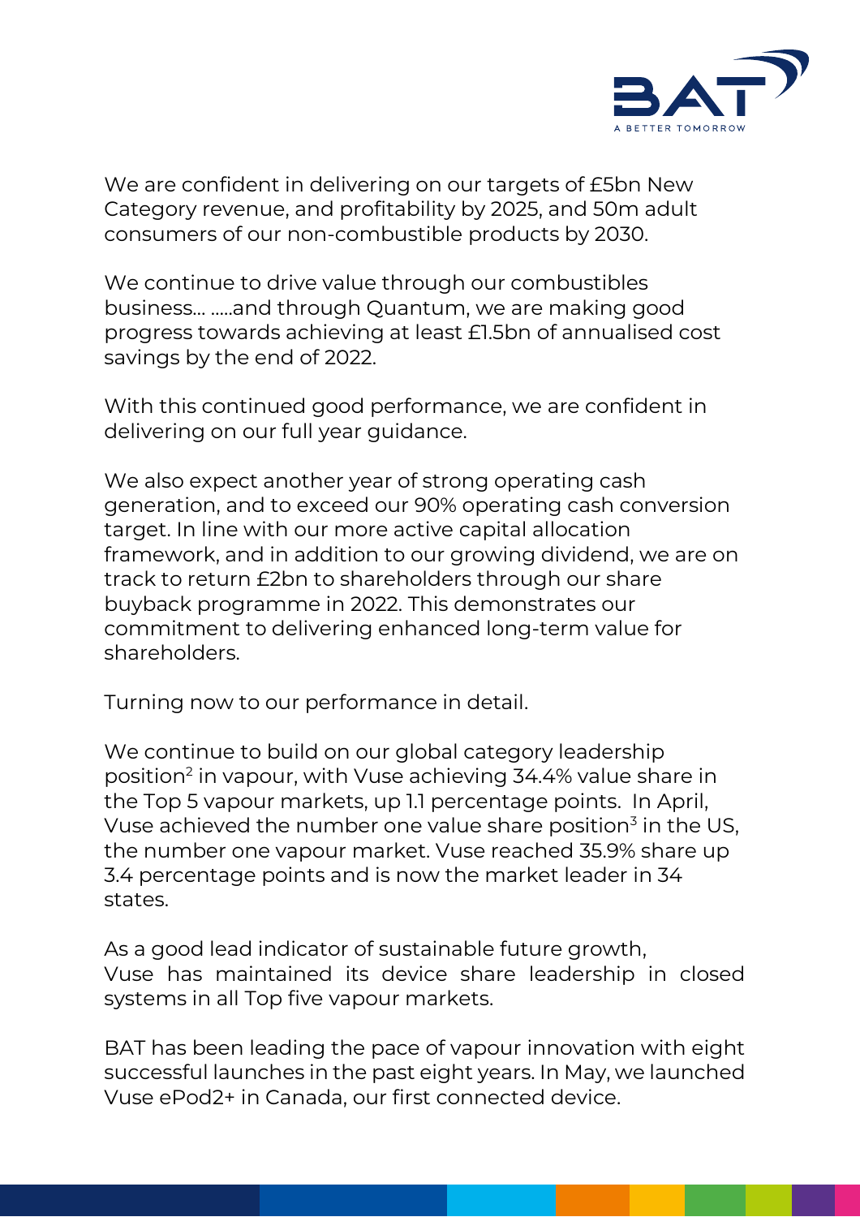We are confident in delivering on our targets of £5bn New Category revenue, and profitability by 2025, and 50m adult consumers of our non-combustible products by 2030.

We continue to drive value through our combustibles business… …..and through Quantum, we are making good progress towards achieving at least £1.5bn of annualised cost savings by the end of 2022.

With this continued good performance, we are confident in delivering on our full year guidance.

We also expect another year of strong operating cash generation, and to exceed our 90% operating cash conversion target. In line with our more active capital allocation framework, and in addition to our growing dividend, we are on track to return £2bn to shareholders through our share buyback programme in 2022. This demonstrates our commitment to delivering enhanced long-term value for shareholders.

Turning now to our performance in detail.

We continue to build on our global category leadership position[2] in vapour, with Vuse achieving 34.4% value share in the Top 5 vapour markets, up 1.1 percentage points. In April, Vuse achieved the number one value share position[3] in the US, the number one vapour market. Vuse reached 35.9% share up 3.4 percentage points and is now the market leader in 34 states.

As a good lead indicator of sustainable future growth, Vuse has maintained its device share leadership in closed systems in all Top five vapour markets.

BAT has been leading the pace of vapour innovation with eight successful launches in the past eight years. In May, we launched Vuse ePod2+ in Canada, our first connected device.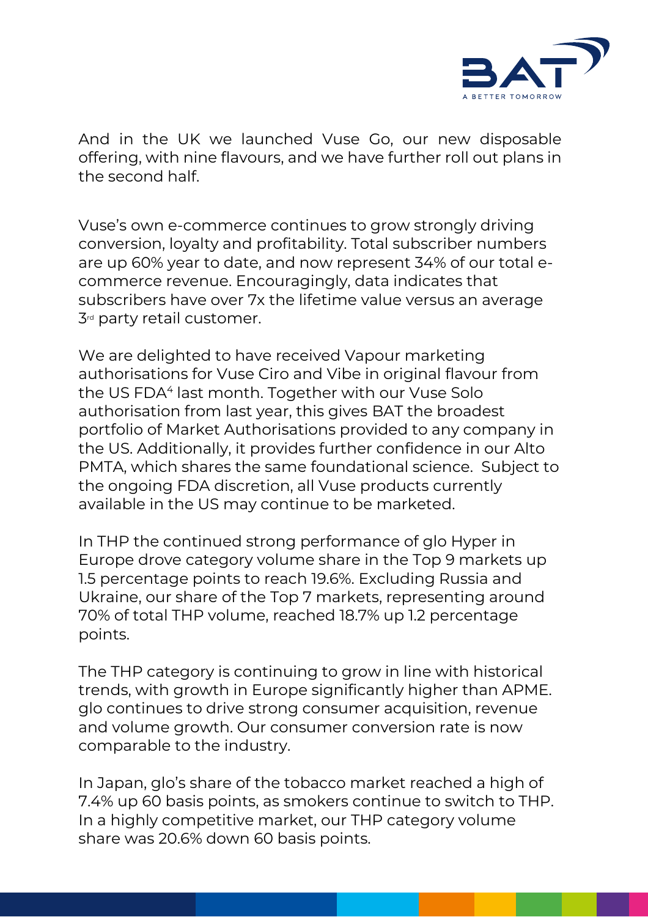And in the UK we launched Vuse Go, our new disposable offering, with nine flavours, and we have further roll out plans in the second half.

Vuse's own e-commerce continues to grow strongly driving conversion, loyalty and profitability. Total subscriber numbers are up 60% year to date, and now represent 34% of our total e-commerce revenue. Encouragingly, data indicates that subscribers have over 7x the lifetime value versus an average 3rd party retail customer.

We are delighted to have received Vapour marketing authorisations for Vuse Ciro and Vibe in original flavour from the US FDA[4] last month. Together with our Vuse Solo authorisation from last year, this gives BAT the broadest portfolio of Market Authorisations provided to any company in the US. Additionally, it provides further confidence in our Alto PMTA, which shares the same foundational science. Subject to the ongoing FDA discretion, all Vuse products currently available in the US may continue to be marketed.

In THP the continued strong performance of glo Hyper in Europe drove category volume share in the Top 9 markets up 1.5 percentage points to reach 19.6%. Excluding Russia and Ukraine, our share of the Top 7 markets, representing around 70% of total THP volume, reached 18.7% up 1.2 percentage points.

The THP category is continuing to grow in line with historical trends, with growth in Europe significantly higher than APME. glo continues to drive strong consumer acquisition, revenue and volume growth. Our consumer conversion rate is now comparable to the industry.

In Japan, glo's share of the tobacco market reached a high of 7.4% up 60 basis points, as smokers continue to switch to THP. In a highly competitive market, our THP category volume share was 20.6% down 60 basis points.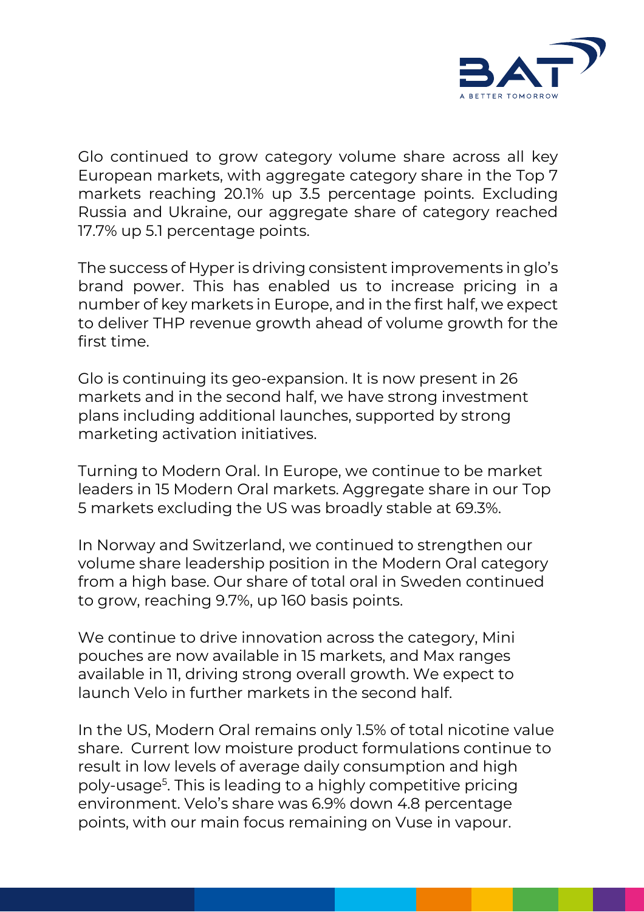Glo continued to grow category volume share across all key European markets, with aggregate category share in the Top 7 markets reaching 20.1% up 3.5 percentage points. Excluding Russia and Ukraine, our aggregate share of category reached 17.7% up 5.1 percentage points.

The success of Hyper is driving consistent improvements in glo's brand power. This has enabled us to increase pricing in a number of key markets in Europe, and in the first half, we expect to deliver THP revenue growth ahead of volume growth for the first time.

Glo is continuing its geo-expansion. It is now present in 26 markets and in the second half, we have strong investment plans including additional launches, supported by strong marketing activation initiatives.

Turning to Modern Oral. In Europe, we continue to be market leaders in 15 Modern Oral markets. Aggregate share in our Top 5 markets excluding the US was broadly stable at 69.3%.

In Norway and Switzerland, we continued to strengthen our volume share leadership position in the Modern Oral category from a high base. Our share of total oral in Sweden continued to grow, reaching 9.7%, up 160 basis points.

We continue to drive innovation across the category, Mini pouches are now available in 15 markets, and Max ranges available in 11, driving strong overall growth. We expect to launch Velo in further markets in the second half.

In the US, Modern Oral remains only 1.5% of total nicotine value share. Current low moisture product formulations continue to result in low levels of average daily consumption and high poly-usage[5]. This is leading to a highly competitive pricing environment. Velo's share was 6.9% down 4.8 percentage points, with our main focus remaining on Vuse in vapour.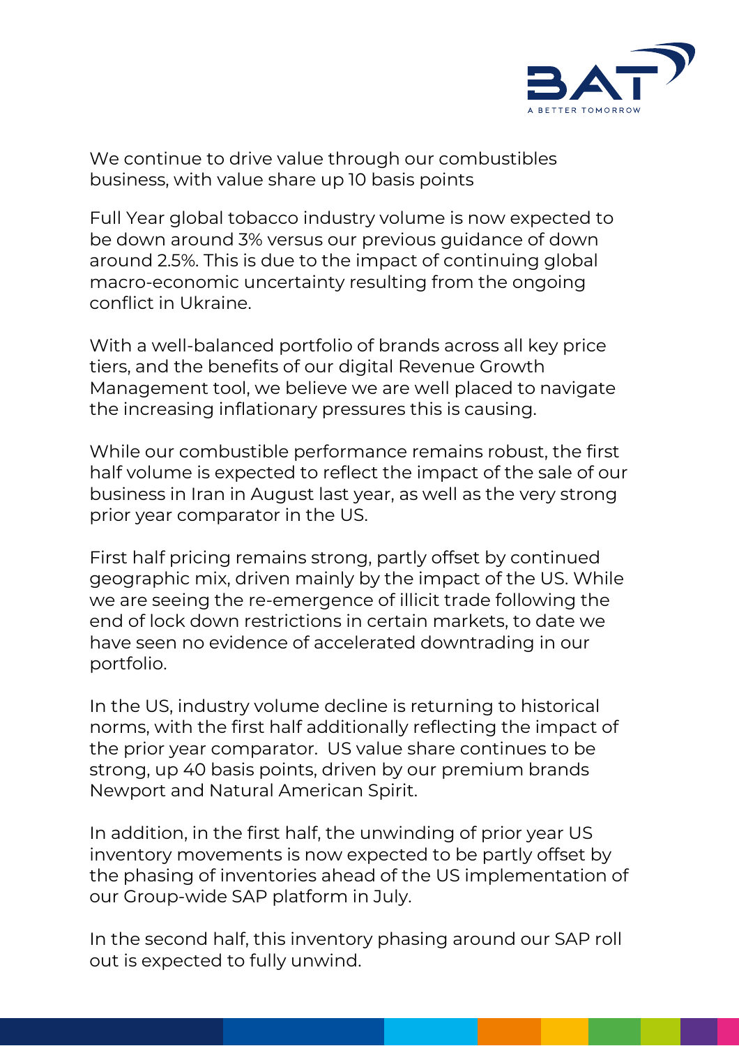We continue to drive value through our combustibles business, with value share up 10 basis points

Full Year global tobacco industry volume is now expected to be down around 3% versus our previous guidance of down around 2.5%. This is due to the impact of continuing global macro-economic uncertainty resulting from the ongoing conflict in Ukraine.

With a well-balanced portfolio of brands across all key price tiers, and the benefits of our digital Revenue Growth Management tool, we believe we are well placed to navigate the increasing inflationary pressures this is causing.

While our combustible performance remains robust, the first half volume is expected to reflect the impact of the sale of our business in Iran in August last year, as well as the very strong prior year comparator in the US.

First half pricing remains strong, partly offset by continued geographic mix, driven mainly by the impact of the US. While we are seeing the re-emergence of illicit trade following the end of lock down restrictions in certain markets, to date we have seen no evidence of accelerated downtrading in our portfolio.

In the US, industry volume decline is returning to historical norms, with the first half additionally reflecting the impact of the prior year comparator. US value share continues to be strong, up 40 basis points, driven by our premium brands Newport and Natural American Spirit.

In addition, in the first half, the unwinding of prior year US inventory movements is now expected to be partly offset by the phasing of inventories ahead of the US implementation of our Group-wide SAP platform in July.

In the second half, this inventory phasing around our SAP roll out is expected to fully unwind.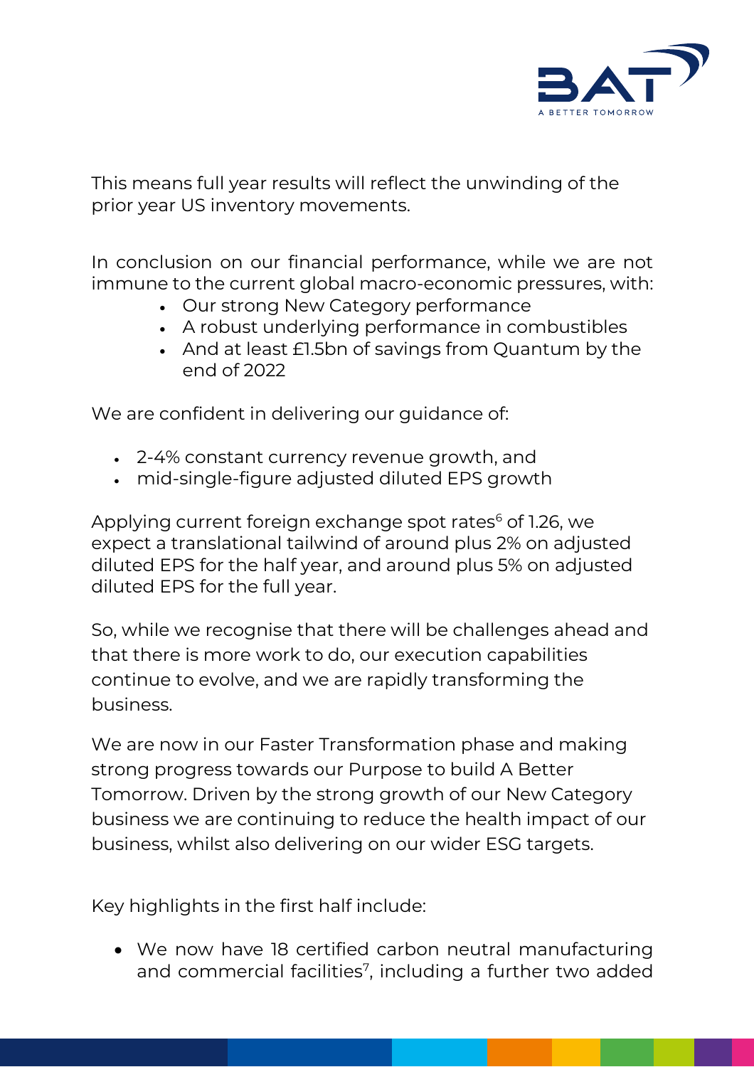This means full year results will reflect the unwinding of the prior year US inventory movements.

In conclusion on our financial performance, while we are not immune to the current global macro-economic pressures, with:

- Our strong New Category performance
- A robust underlying performance in combustibles
- And at least £1.5bn of savings from Quantum by the end of 2022

We are confident in delivering our guidance of:

- 2-4% constant currency revenue growth, and
- mid-single-figure adjusted diluted EPS growth

Applying current foreign exchange spot rates[6] of 1.26, we expect a translational tailwind of around plus 2% on adjusted diluted EPS for the half year, and around plus 5% on adjusted diluted EPS for the full year.

So, while we recognise that there will be challenges ahead and that there is more work to do, our execution capabilities continue to evolve, and we are rapidly transforming the business.

We are now in our Faster Transformation phase and making strong progress towards our Purpose to build A Better Tomorrow. Driven by the strong growth of our New Category business we are continuing to reduce the health impact of our business, whilst also delivering on our wider ESG targets.

Key highlights in the first half include:

- We now have 18 certified carbon neutral manufacturing and commercial facilities[7], including a further two added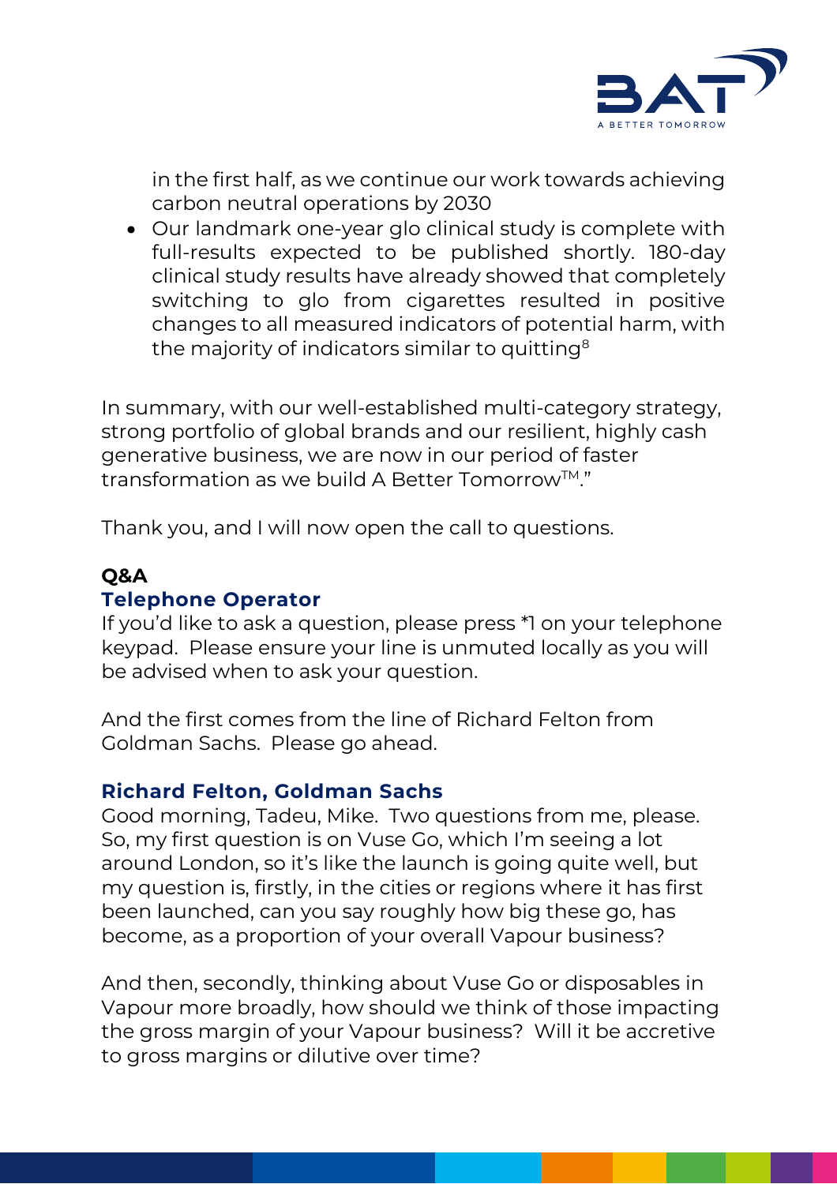in the first half, as we continue our work towards achieving carbon neutral operations by 2030

- Our landmark one-year glo clinical study is complete with full-results expected to be published shortly. 180-day clinical study results have already showed that completely switching to glo from cigarettes resulted in positive changes to all measured indicators of potential harm, with the majority of indicators similar to quitting[8]

In summary, with our well-established multi-category strategy, strong portfolio of global brands and our resilient, highly cash generative business, we are now in our period of faster transformation as we build A Better Tomorrow™."

Thank you, and I will now open the call to questions.

**Q&A**

### Telephone Operator

If you'd like to ask a question, please press *1 on your telephone keypad. Please ensure your line is unmuted locally as you will be advised when to ask your question.

And the first comes from the line of Richard Felton from Goldman Sachs. Please go ahead.

### Richard Felton, Goldman Sachs

Good morning, Tadeu, Mike. Two questions from me, please. So, my first question is on Vuse Go, which I'm seeing a lot around London, so it's like the launch is going quite well, but my question is, firstly, in the cities or regions where it has first been launched, can you say roughly how big these go, has become, as a proportion of your overall Vapour business?

And then, secondly, thinking about Vuse Go or disposables in Vapour more broadly, how should we think of those impacting the gross margin of your Vapour business? Will it be accretive to gross margins or dilutive over time?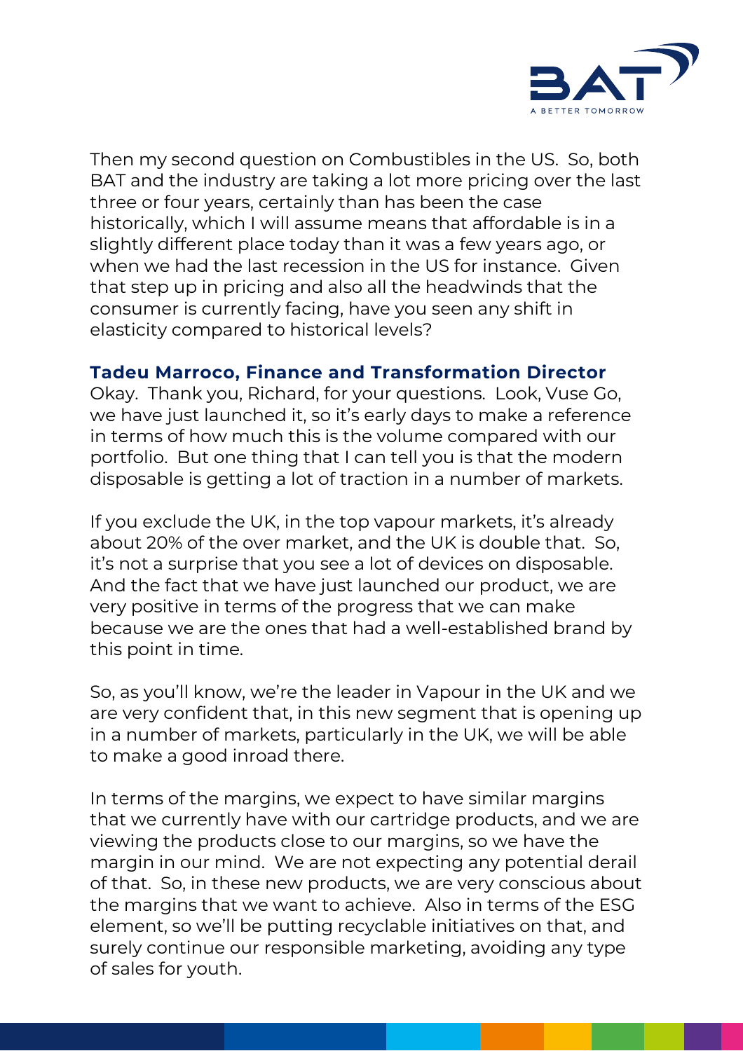Then my second question on Combustibles in the US. So, both BAT and the industry are taking a lot more pricing over the last three or four years, certainly than has been the case historically, which I will assume means that affordable is in a slightly different place today than it was a few years ago, or when we had the last recession in the US for instance. Given that step up in pricing and also all the headwinds that the consumer is currently facing, have you seen any shift in elasticity compared to historical levels?

**Tadeu Marroco, Finance and Transformation Director**

Okay. Thank you, Richard, for your questions. Look, Vuse Go, we have just launched it, so it's early days to make a reference in terms of how much this is the volume compared with our portfolio. But one thing that I can tell you is that the modern disposable is getting a lot of traction in a number of markets.

If you exclude the UK, in the top vapour markets, it's already about 20% of the over market, and the UK is double that. So, it's not a surprise that you see a lot of devices on disposable. And the fact that we have just launched our product, we are very positive in terms of the progress that we can make because we are the ones that had a well-established brand by this point in time.

So, as you'll know, we're the leader in Vapour in the UK and we are very confident that, in this new segment that is opening up in a number of markets, particularly in the UK, we will be able to make a good inroad there.

In terms of the margins, we expect to have similar margins that we currently have with our cartridge products, and we are viewing the products close to our margins, so we have the margin in our mind. We are not expecting any potential derail of that. So, in these new products, we are very conscious about the margins that we want to achieve. Also in terms of the ESG element, so we'll be putting recyclable initiatives on that, and surely continue our responsible marketing, avoiding any type of sales for youth.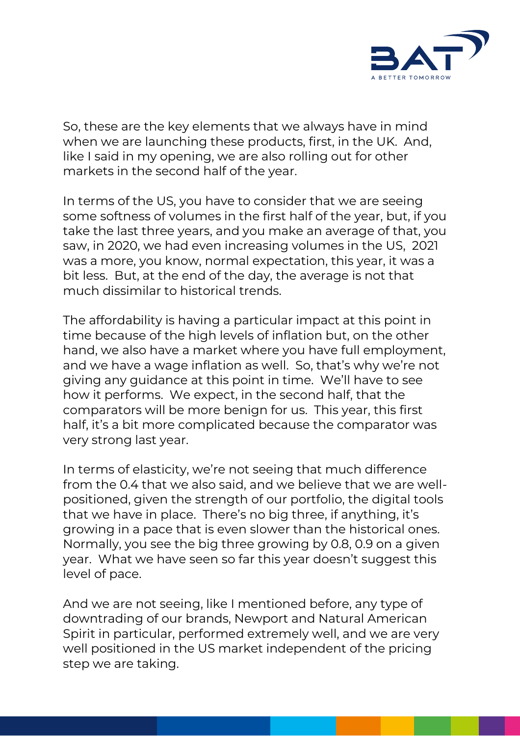So, these are the key elements that we always have in mind when we are launching these products, first, in the UK. And, like I said in my opening, we are also rolling out for other markets in the second half of the year.

In terms of the US, you have to consider that we are seeing some softness of volumes in the first half of the year, but, if you take the last three years, and you make an average of that, you saw, in 2020, we had even increasing volumes in the US, 2021 was a more, you know, normal expectation, this year, it was a bit less. But, at the end of the day, the average is not that much dissimilar to historical trends.

The affordability is having a particular impact at this point in time because of the high levels of inflation but, on the other hand, we also have a market where you have full employment, and we have a wage inflation as well. So, that's why we're not giving any guidance at this point in time. We'll have to see how it performs. We expect, in the second half, that the comparators will be more benign for us. This year, this first half, it's a bit more complicated because the comparator was very strong last year.

In terms of elasticity, we're not seeing that much difference from the 0.4 that we also said, and we believe that we are well-positioned, given the strength of our portfolio, the digital tools that we have in place. There's no big three, if anything, it's growing in a pace that is even slower than the historical ones. Normally, you see the big three growing by 0.8, 0.9 on a given year. What we have seen so far this year doesn't suggest this level of pace.

And we are not seeing, like I mentioned before, any type of downtrading of our brands, Newport and Natural American Spirit in particular, performed extremely well, and we are very well positioned in the US market independent of the pricing step we are taking.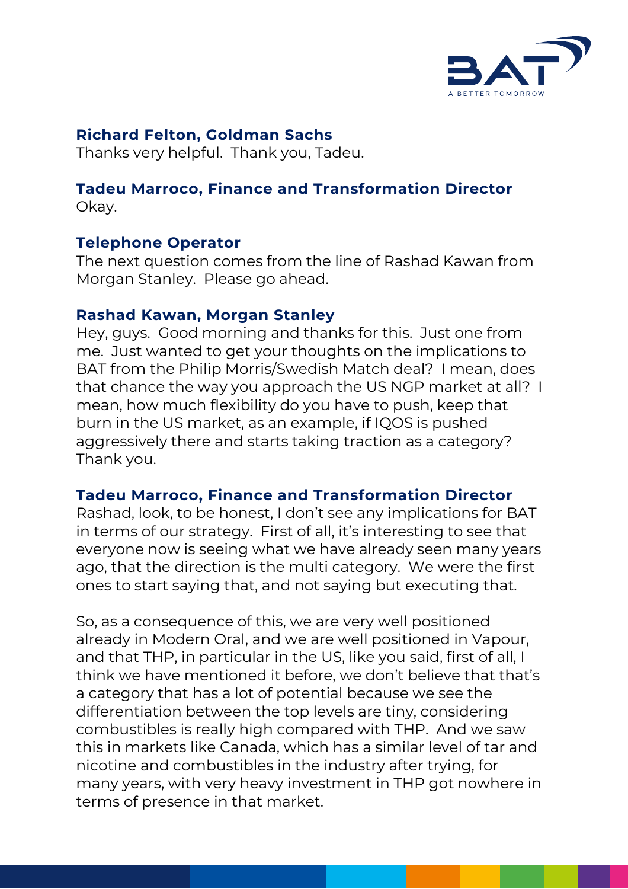**Richard Felton, Goldman Sachs**
Thanks very helpful. Thank you, Tadeu.

**Tadeu Marroco, Finance and Transformation Director**
Okay.

**Telephone Operator**
The next question comes from the line of Rashad Kawan from Morgan Stanley. Please go ahead.

**Rashad Kawan, Morgan Stanley**
Hey, guys. Good morning and thanks for this. Just one from me. Just wanted to get your thoughts on the implications to BAT from the Philip Morris/Swedish Match deal? I mean, does that chance the way you approach the US NGP market at all? I mean, how much flexibility do you have to push, keep that burn in the US market, as an example, if IQOS is pushed aggressively there and starts taking traction as a category? Thank you.

**Tadeu Marroco, Finance and Transformation Director**
Rashad, look, to be honest, I don't see any implications for BAT in terms of our strategy. First of all, it's interesting to see that everyone now is seeing what we have already seen many years ago, that the direction is the multi category. We were the first ones to start saying that, and not saying but executing that.

So, as a consequence of this, we are very well positioned already in Modern Oral, and we are well positioned in Vapour, and that THP, in particular in the US, like you said, first of all, I think we have mentioned it before, we don't believe that that's a category that has a lot of potential because we see the differentiation between the top levels are tiny, considering combustibles is really high compared with THP. And we saw this in markets like Canada, which has a similar level of tar and nicotine and combustibles in the industry after trying, for many years, with very heavy investment in THP got nowhere in terms of presence in that market.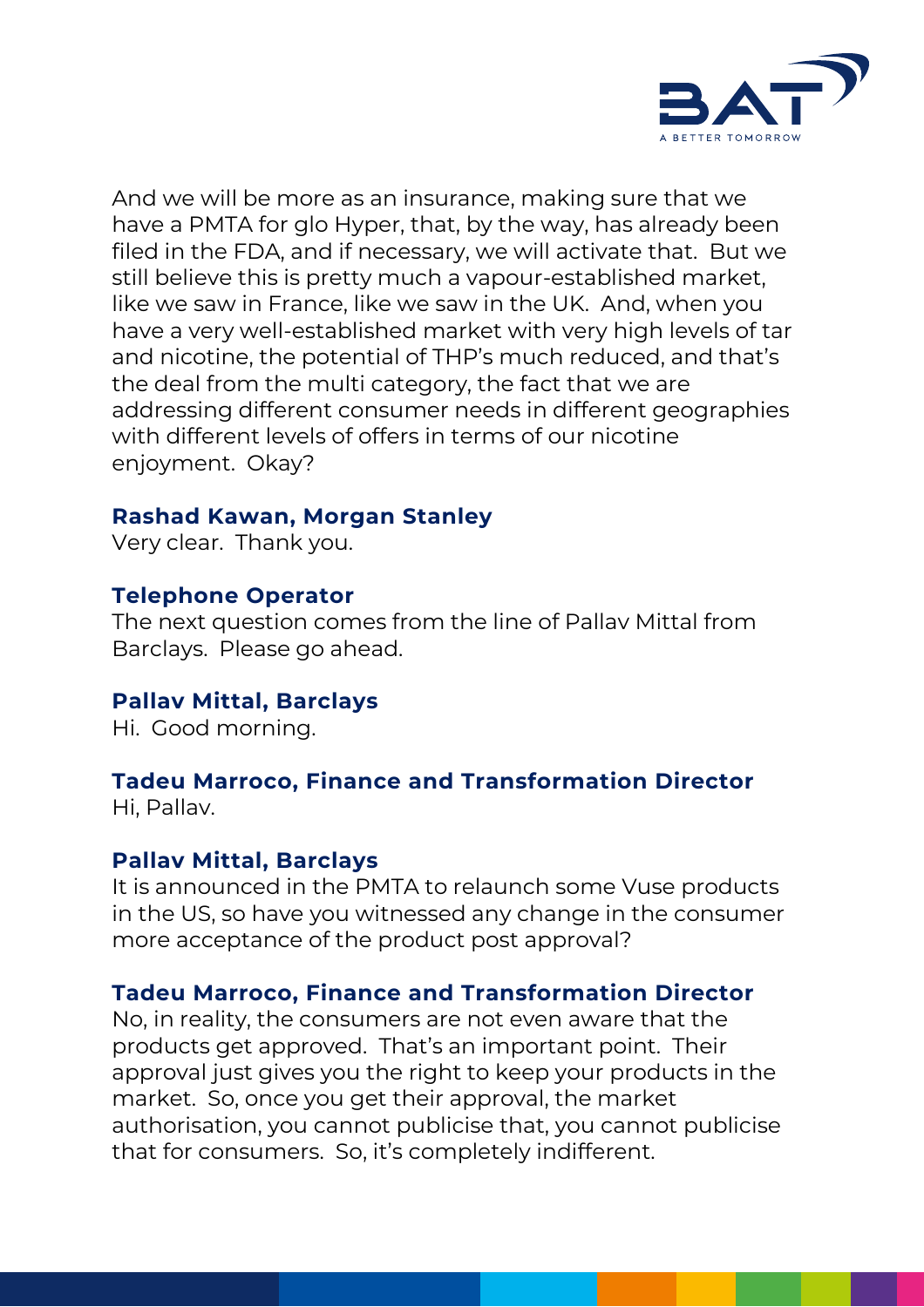And we will be more as an insurance, making sure that we have a PMTA for glo Hyper, that, by the way, has already been filed in the FDA, and if necessary, we will activate that. But we still believe this is pretty much a vapour-established market, like we saw in France, like we saw in the UK. And, when you have a very well-established market with very high levels of tar and nicotine, the potential of THP's much reduced, and that's the deal from the multi category, the fact that we are addressing different consumer needs in different geographies with different levels of offers in terms of our nicotine enjoyment. Okay?

**Rashad Kawan, Morgan Stanley**
Very clear. Thank you.

**Telephone Operator**
The next question comes from the line of Pallav Mittal from Barclays. Please go ahead.

**Pallav Mittal, Barclays**
Hi. Good morning.

**Tadeu Marroco, Finance and Transformation Director**
Hi, Pallav.

**Pallav Mittal, Barclays**
It is announced in the PMTA to relaunch some Vuse products in the US, so have you witnessed any change in the consumer more acceptance of the product post approval?

**Tadeu Marroco, Finance and Transformation Director**
No, in reality, the consumers are not even aware that the products get approved. That's an important point. Their approval just gives you the right to keep your products in the market. So, once you get their approval, the market authorisation, you cannot publicise that, you cannot publicise that for consumers. So, it's completely indifferent.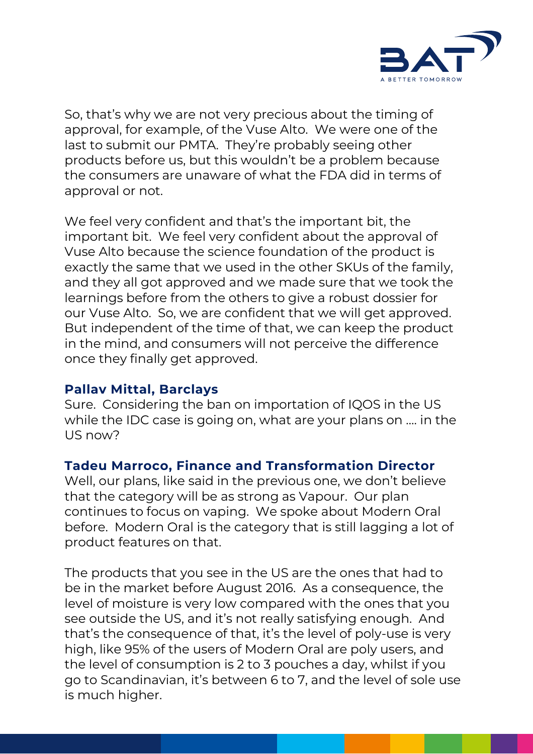So, that's why we are not very precious about the timing of approval, for example, of the Vuse Alto. We were one of the last to submit our PMTA. They're probably seeing other products before us, but this wouldn't be a problem because the consumers are unaware of what the FDA did in terms of approval or not.

We feel very confident and that's the important bit, the important bit. We feel very confident about the approval of Vuse Alto because the science foundation of the product is exactly the same that we used in the other SKUs of the family, and they all got approved and we made sure that we took the learnings before from the others to give a robust dossier for our Vuse Alto. So, we are confident that we will get approved. But independent of the time of that, we can keep the product in the mind, and consumers will not perceive the difference once they finally get approved.

**Pallav Mittal, Barclays**
Sure. Considering the ban on importation of IQOS in the US while the IDC case is going on, what are your plans on …. in the US now?

**Tadeu Marroco, Finance and Transformation Director**
Well, our plans, like said in the previous one, we don't believe that the category will be as strong as Vapour. Our plan continues to focus on vaping. We spoke about Modern Oral before. Modern Oral is the category that is still lagging a lot of product features on that.

The products that you see in the US are the ones that had to be in the market before August 2016. As a consequence, the level of moisture is very low compared with the ones that you see outside the US, and it's not really satisfying enough. And that's the consequence of that, it's the level of poly-use is very high, like 95% of the users of Modern Oral are poly users, and the level of consumption is 2 to 3 pouches a day, whilst if you go to Scandinavian, it's between 6 to 7, and the level of sole use is much higher.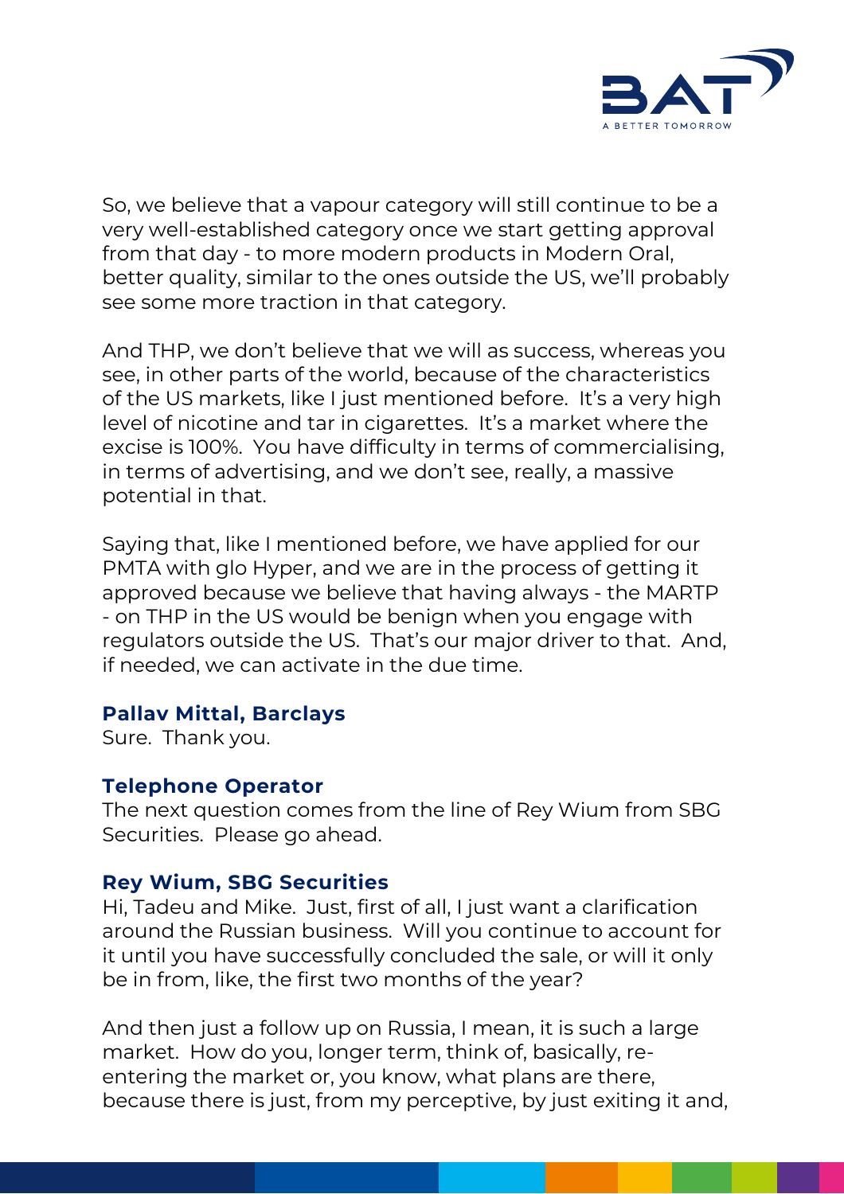So, we believe that a vapour category will still continue to be a very well-established category once we start getting approval from that day - to more modern products in Modern Oral, better quality, similar to the ones outside the US, we'll probably see some more traction in that category.

And THP, we don't believe that we will as success, whereas you see, in other parts of the world, because of the characteristics of the US markets, like I just mentioned before. It's a very high level of nicotine and tar in cigarettes. It's a market where the excise is 100%. You have difficulty in terms of commercialising, in terms of advertising, and we don't see, really, a massive potential in that.

Saying that, like I mentioned before, we have applied for our PMTA with glo Hyper, and we are in the process of getting it approved because we believe that having always - the MARTP - on THP in the US would be benign when you engage with regulators outside the US. That's our major driver to that. And, if needed, we can activate in the due time.

**Pallav Mittal, Barclays**
Sure. Thank you.

**Telephone Operator**
The next question comes from the line of Rey Wium from SBG Securities. Please go ahead.

**Rey Wium, SBG Securities**
Hi, Tadeu and Mike. Just, first of all, I just want a clarification around the Russian business. Will you continue to account for it until you have successfully concluded the sale, or will it only be in from, like, the first two months of the year?

And then just a follow up on Russia, I mean, it is such a large market. How do you, longer term, think of, basically, re-entering the market or, you know, what plans are there, because there is just, from my perceptive, by just exiting it and,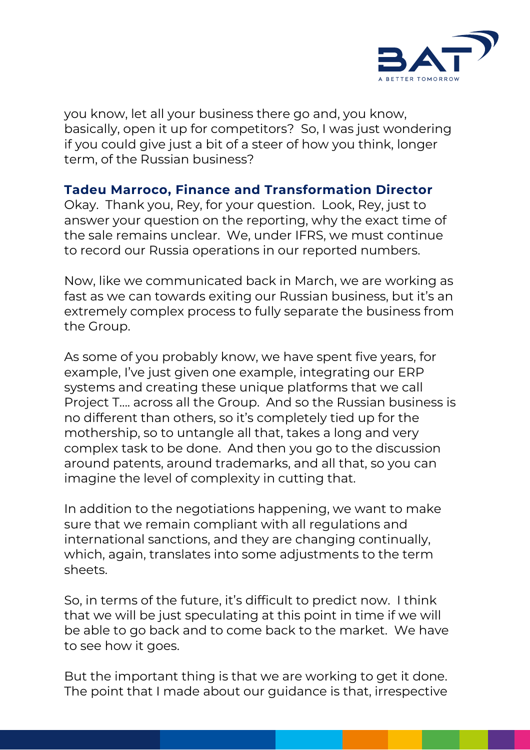you know, let all your business there go and, you know, basically, open it up for competitors? So, I was just wondering if you could give just a bit of a steer of how you think, longer term, of the Russian business?

**Tadeu Marroco, Finance and Transformation Director**
Okay. Thank you, Rey, for your question. Look, Rey, just to answer your question on the reporting, why the exact time of the sale remains unclear. We, under IFRS, we must continue to record our Russia operations in our reported numbers.

Now, like we communicated back in March, we are working as fast as we can towards exiting our Russian business, but it's an extremely complex process to fully separate the business from the Group.

As some of you probably know, we have spent five years, for example, I've just given one example, integrating our ERP systems and creating these unique platforms that we call Project T…. across all the Group. And so the Russian business is no different than others, so it's completely tied up for the mothership, so to untangle all that, takes a long and very complex task to be done. And then you go to the discussion around patents, around trademarks, and all that, so you can imagine the level of complexity in cutting that.

In addition to the negotiations happening, we want to make sure that we remain compliant with all regulations and international sanctions, and they are changing continually, which, again, translates into some adjustments to the term sheets.

So, in terms of the future, it's difficult to predict now. I think that we will be just speculating at this point in time if we will be able to go back and to come back to the market. We have to see how it goes.

But the important thing is that we are working to get it done. The point that I made about our guidance is that, irrespective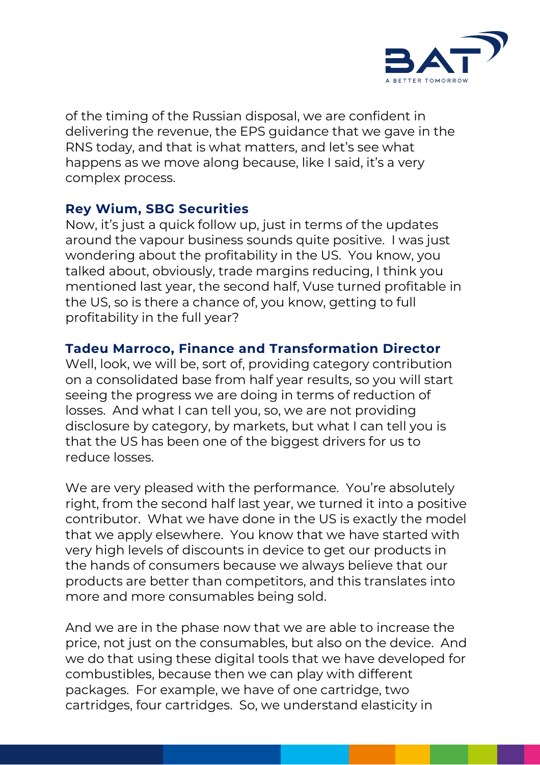of the timing of the Russian disposal, we are confident in delivering the revenue, the EPS guidance that we gave in the RNS today, and that is what matters, and let's see what happens as we move along because, like I said, it's a very complex process.

**Rey Wium, SBG Securities**

Now, it's just a quick follow up, just in terms of the updates around the vapour business sounds quite positive. I was just wondering about the profitability in the US. You know, you talked about, obviously, trade margins reducing, I think you mentioned last year, the second half, Vuse turned profitable in the US, so is there a chance of, you know, getting to full profitability in the full year?

**Tadeu Marroco, Finance and Transformation Director**

Well, look, we will be, sort of, providing category contribution on a consolidated base from half year results, so you will start seeing the progress we are doing in terms of reduction of losses. And what I can tell you, so, we are not providing disclosure by category, by markets, but what I can tell you is that the US has been one of the biggest drivers for us to reduce losses.

We are very pleased with the performance. You're absolutely right, from the second half last year, we turned it into a positive contributor. What we have done in the US is exactly the model that we apply elsewhere. You know that we have started with very high levels of discounts in device to get our products in the hands of consumers because we always believe that our products are better than competitors, and this translates into more and more consumables being sold.

And we are in the phase now that we are able to increase the price, not just on the consumables, but also on the device. And we do that using these digital tools that we have developed for combustibles, because then we can play with different packages. For example, we have of one cartridge, two cartridges, four cartridges. So, we understand elasticity in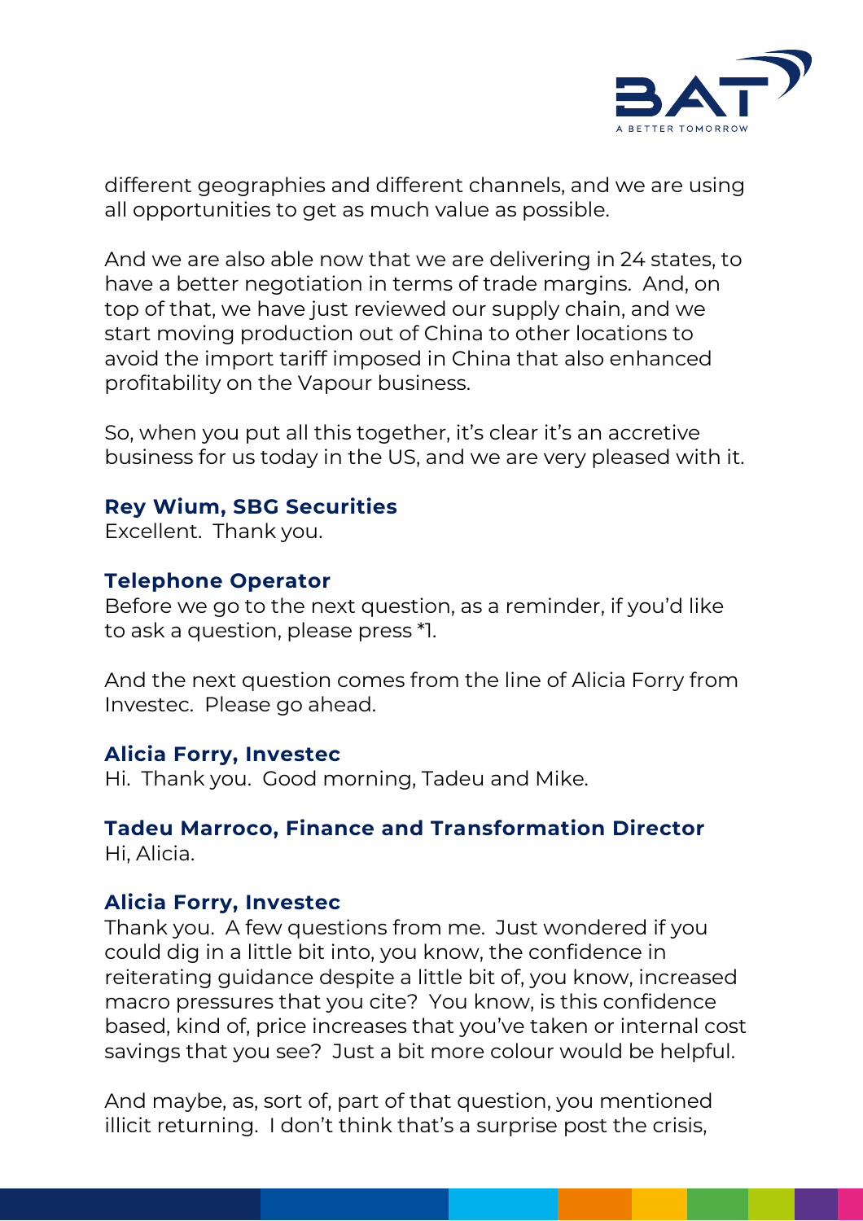different geographies and different channels, and we are using all opportunities to get as much value as possible.

And we are also able now that we are delivering in 24 states, to have a better negotiation in terms of trade margins. And, on top of that, we have just reviewed our supply chain, and we start moving production out of China to other locations to avoid the import tariff imposed in China that also enhanced profitability on the Vapour business.

So, when you put all this together, it's clear it's an accretive business for us today in the US, and we are very pleased with it.

**Rey Wium, SBG Securities**
Excellent. Thank you.

**Telephone Operator**
Before we go to the next question, as a reminder, if you'd like to ask a question, please press *1.

And the next question comes from the line of Alicia Forry from Investec. Please go ahead.

**Alicia Forry, Investec**
Hi. Thank you. Good morning, Tadeu and Mike.

**Tadeu Marroco, Finance and Transformation Director**
Hi, Alicia.

**Alicia Forry, Investec**
Thank you. A few questions from me. Just wondered if you could dig in a little bit into, you know, the confidence in reiterating guidance despite a little bit of, you know, increased macro pressures that you cite? You know, is this confidence based, kind of, price increases that you've taken or internal cost savings that you see? Just a bit more colour would be helpful.

And maybe, as, sort of, part of that question, you mentioned illicit returning. I don't think that's a surprise post the crisis,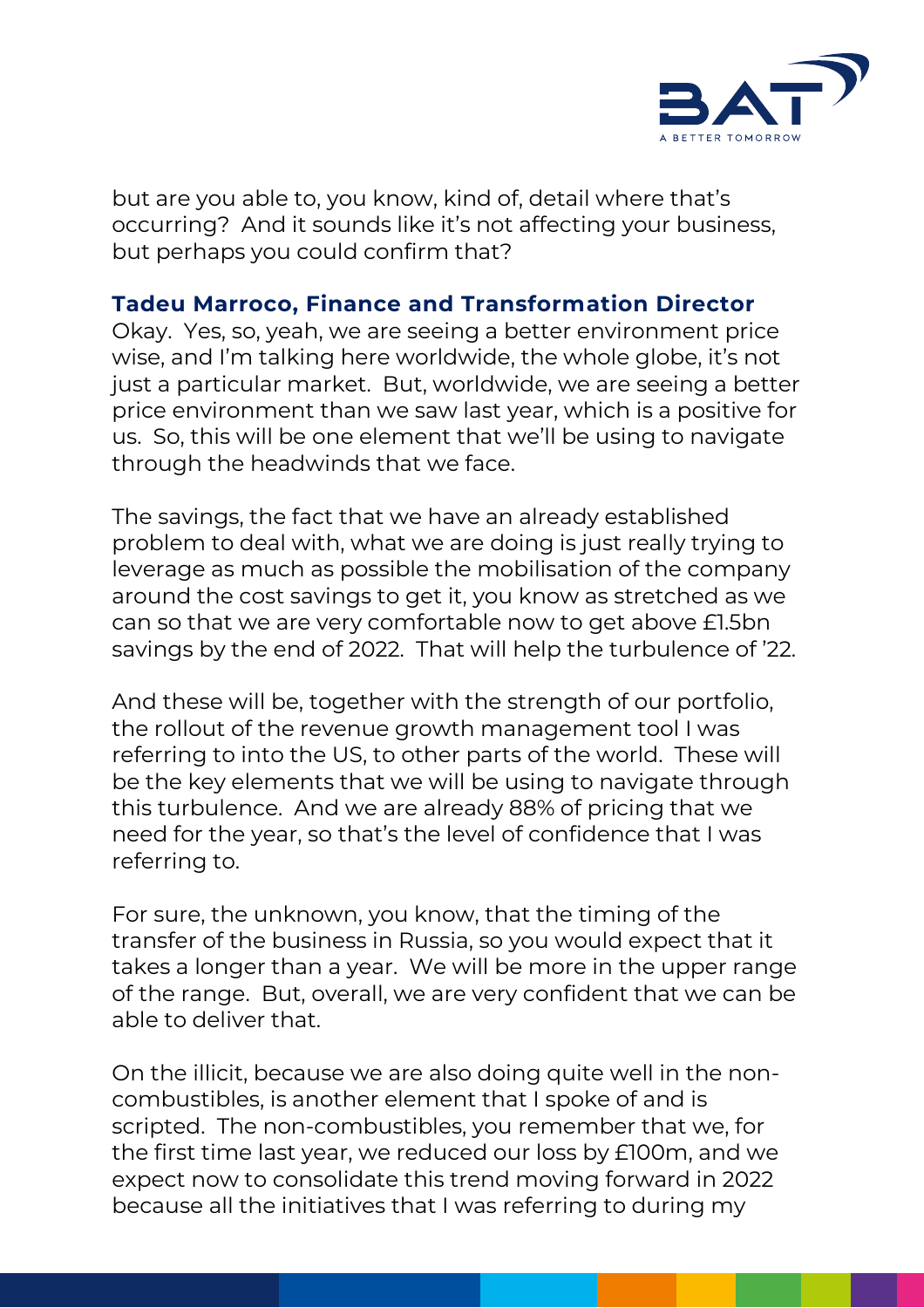but are you able to, you know, kind of, detail where that's occurring? And it sounds like it's not affecting your business, but perhaps you could confirm that?

**Tadeu Marroco, Finance and Transformation Director**

Okay. Yes, so, yeah, we are seeing a better environment price wise, and I'm talking here worldwide, the whole globe, it's not just a particular market. But, worldwide, we are seeing a better price environment than we saw last year, which is a positive for us. So, this will be one element that we'll be using to navigate through the headwinds that we face.

The savings, the fact that we have an already established problem to deal with, what we are doing is just really trying to leverage as much as possible the mobilisation of the company around the cost savings to get it, you know as stretched as we can so that we are very comfortable now to get above £1.5bn savings by the end of 2022. That will help the turbulence of '22.

And these will be, together with the strength of our portfolio, the rollout of the revenue growth management tool I was referring to into the US, to other parts of the world. These will be the key elements that we will be using to navigate through this turbulence. And we are already 88% of pricing that we need for the year, so that's the level of confidence that I was referring to.

For sure, the unknown, you know, that the timing of the transfer of the business in Russia, so you would expect that it takes a longer than a year. We will be more in the upper range of the range. But, overall, we are very confident that we can be able to deliver that.

On the illicit, because we are also doing quite well in the non-combustibles, is another element that I spoke of and is scripted. The non-combustibles, you remember that we, for the first time last year, we reduced our loss by £100m, and we expect now to consolidate this trend moving forward in 2022 because all the initiatives that I was referring to during my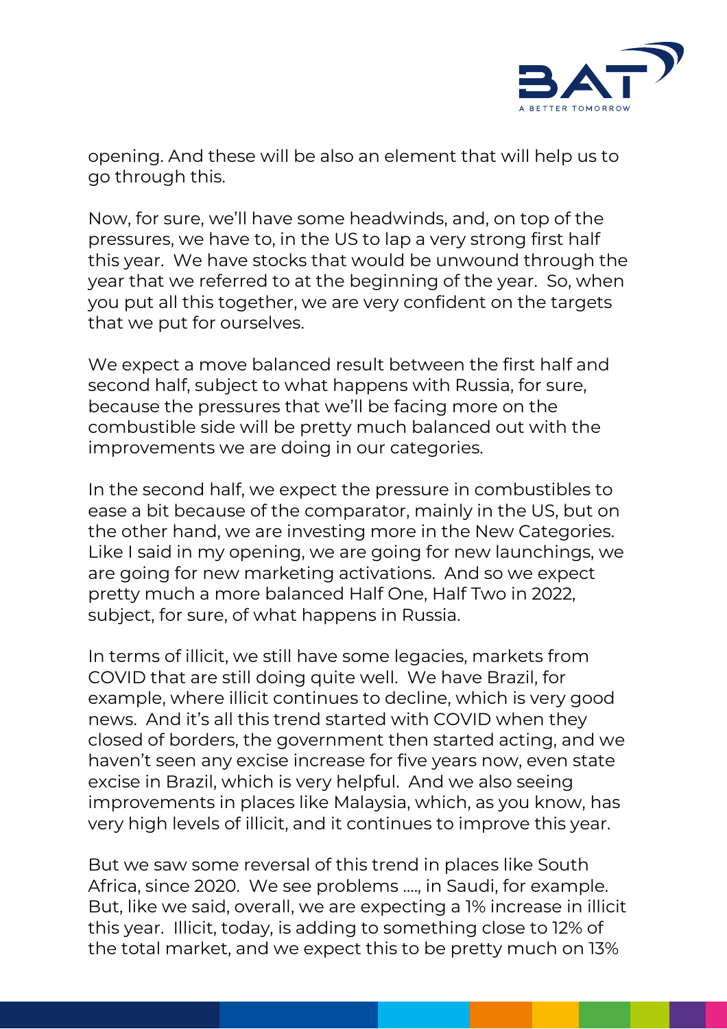opening. And these will be also an element that will help us to go through this.

Now, for sure, we'll have some headwinds, and, on top of the pressures, we have to, in the US to lap a very strong first half this year. We have stocks that would be unwound through the year that we referred to at the beginning of the year. So, when you put all this together, we are very confident on the targets that we put for ourselves.

We expect a move balanced result between the first half and second half, subject to what happens with Russia, for sure, because the pressures that we'll be facing more on the combustible side will be pretty much balanced out with the improvements we are doing in our categories.

In the second half, we expect the pressure in combustibles to ease a bit because of the comparator, mainly in the US, but on the other hand, we are investing more in the New Categories. Like I said in my opening, we are going for new launchings, we are going for new marketing activations. And so we expect pretty much a more balanced Half One, Half Two in 2022, subject, for sure, of what happens in Russia.

In terms of illicit, we still have some legacies, markets from COVID that are still doing quite well. We have Brazil, for example, where illicit continues to decline, which is very good news. And it's all this trend started with COVID when they closed of borders, the government then started acting, and we haven't seen any excise increase for five years now, even state excise in Brazil, which is very helpful. And we also seeing improvements in places like Malaysia, which, as you know, has very high levels of illicit, and it continues to improve this year.

But we saw some reversal of this trend in places like South Africa, since 2020. We see problems ...., in Saudi, for example. But, like we said, overall, we are expecting a 1% increase in illicit this year. Illicit, today, is adding to something close to 12% of the total market, and we expect this to be pretty much on 13%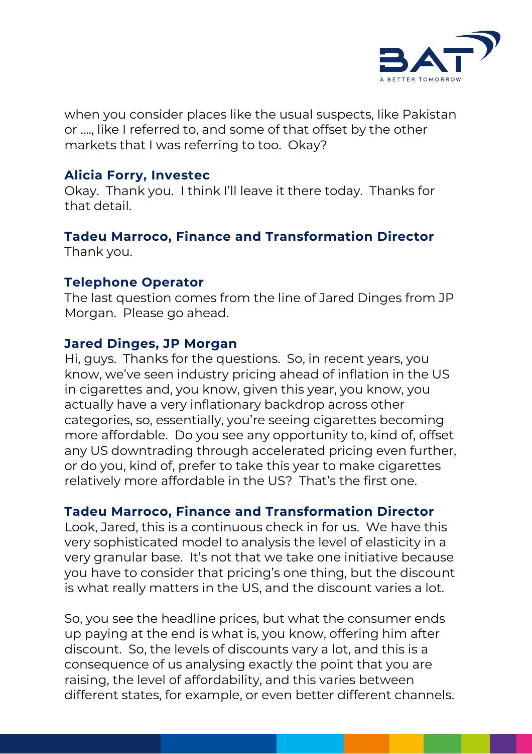when you consider places like the usual suspects, like Pakistan or ….., like I referred to, and some of that offset by the other markets that I was referring to too. Okay?

**Alicia Forry, Investec**
Okay. Thank you. I think I'll leave it there today. Thanks for that detail.

**Tadeu Marroco, Finance and Transformation Director**
Thank you.

**Telephone Operator**
The last question comes from the line of Jared Dinges from JP Morgan. Please go ahead.

**Jared Dinges, JP Morgan**
Hi, guys. Thanks for the questions. So, in recent years, you know, we've seen industry pricing ahead of inflation in the US in cigarettes and, you know, given this year, you know, you actually have a very inflationary backdrop across other categories, so, essentially, you're seeing cigarettes becoming more affordable. Do you see any opportunity to, kind of, offset any US downtrading through accelerated pricing even further, or do you, kind of, prefer to take this year to make cigarettes relatively more affordable in the US? That's the first one.

**Tadeu Marroco, Finance and Transformation Director**
Look, Jared, this is a continuous check in for us. We have this very sophisticated model to analysis the level of elasticity in a very granular base. It's not that we take one initiative because you have to consider that pricing's one thing, but the discount is what really matters in the US, and the discount varies a lot.

So, you see the headline prices, but what the consumer ends up paying at the end is what is, you know, offering him after discount. So, the levels of discounts vary a lot, and this is a consequence of us analysing exactly the point that you are raising, the level of affordability, and this varies between different states, for example, or even better different channels.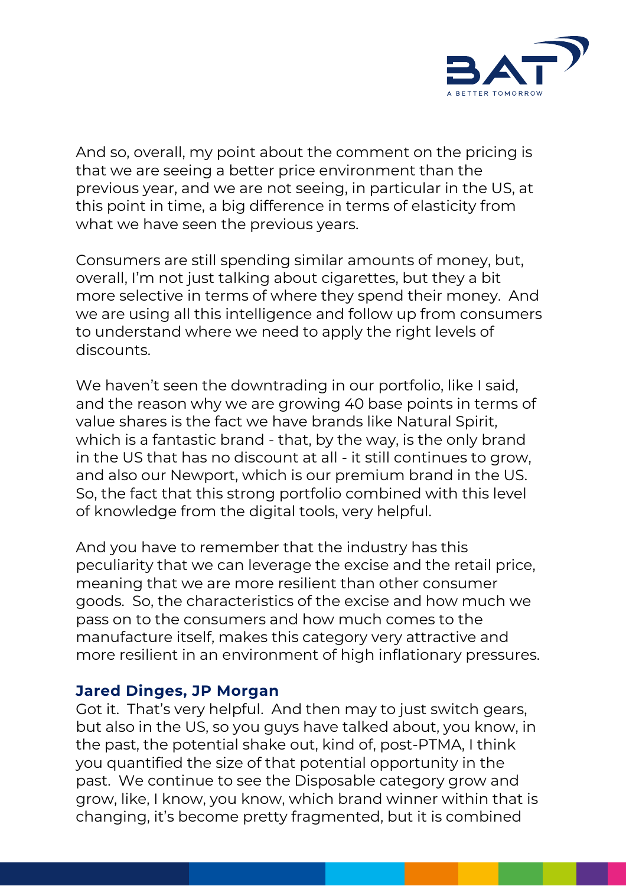And so, overall, my point about the comment on the pricing is that we are seeing a better price environment than the previous year, and we are not seeing, in particular in the US, at this point in time, a big difference in terms of elasticity from what we have seen the previous years.

Consumers are still spending similar amounts of money, but, overall, I'm not just talking about cigarettes, but they a bit more selective in terms of where they spend their money. And we are using all this intelligence and follow up from consumers to understand where we need to apply the right levels of discounts.

We haven't seen the downtrading in our portfolio, like I said, and the reason why we are growing 40 base points in terms of value shares is the fact we have brands like Natural Spirit, which is a fantastic brand - that, by the way, is the only brand in the US that has no discount at all - it still continues to grow, and also our Newport, which is our premium brand in the US. So, the fact that this strong portfolio combined with this level of knowledge from the digital tools, very helpful.

And you have to remember that the industry has this peculiarity that we can leverage the excise and the retail price, meaning that we are more resilient than other consumer goods. So, the characteristics of the excise and how much we pass on to the consumers and how much comes to the manufacture itself, makes this category very attractive and more resilient in an environment of high inflationary pressures.

**Jared Dinges, JP Morgan**
Got it. That's very helpful. And then may to just switch gears, but also in the US, so you guys have talked about, you know, in the past, the potential shake out, kind of, post-PTMA, I think you quantified the size of that potential opportunity in the past. We continue to see the Disposable category grow and grow, like, I know, you know, which brand winner within that is changing, it's become pretty fragmented, but it is combined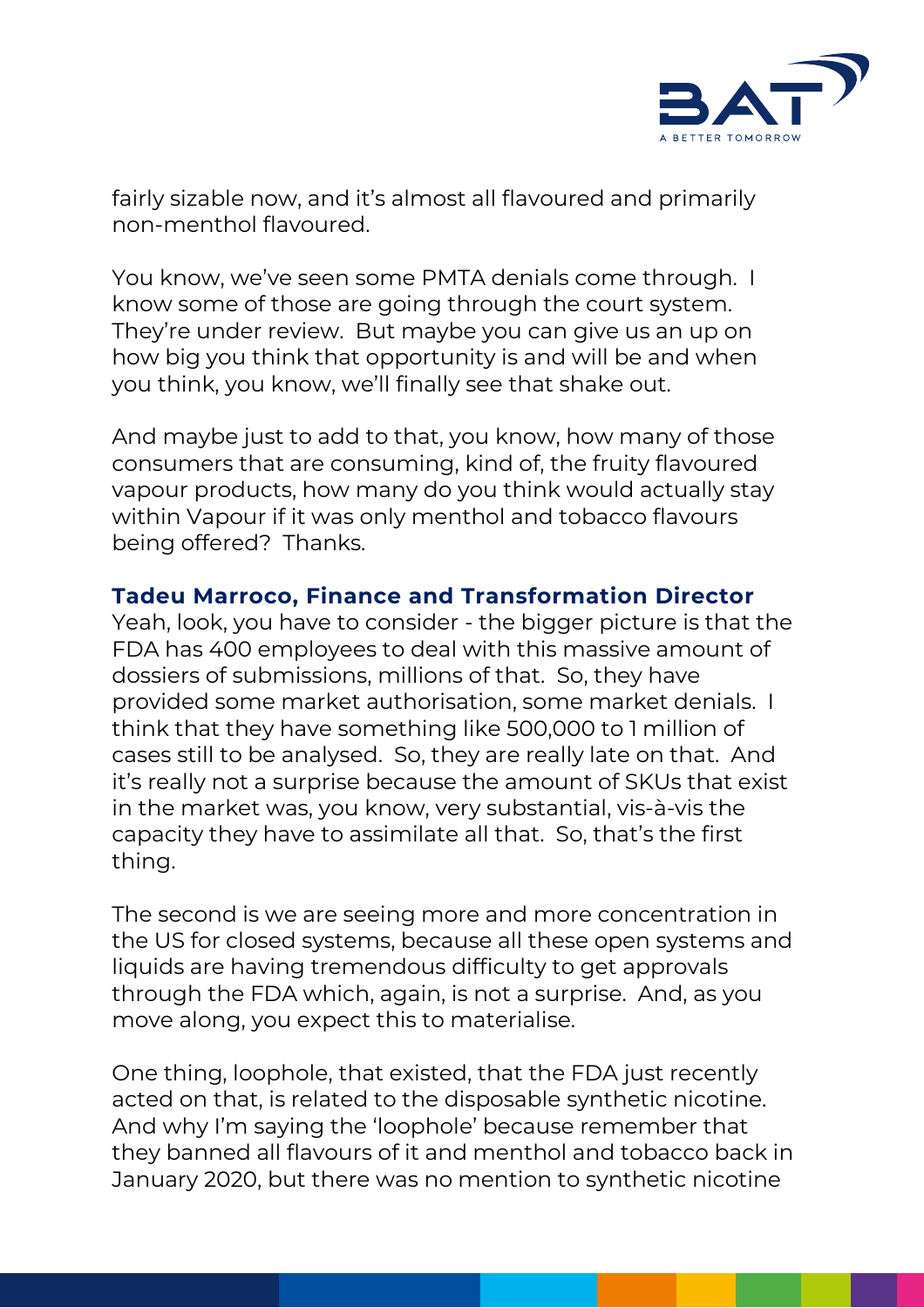fairly sizable now, and it's almost all flavoured and primarily non-menthol flavoured.

You know, we've seen some PMTA denials come through. I know some of those are going through the court system. They're under review. But maybe you can give us an up on how big you think that opportunity is and will be and when you think, you know, we'll finally see that shake out.

And maybe just to add to that, you know, how many of those consumers that are consuming, kind of, the fruity flavoured vapour products, how many do you think would actually stay within Vapour if it was only menthol and tobacco flavours being offered? Thanks.

**Tadeu Marroco, Finance and Transformation Director**

Yeah, look, you have to consider - the bigger picture is that the FDA has 400 employees to deal with this massive amount of dossiers of submissions, millions of that. So, they have provided some market authorisation, some market denials. I think that they have something like 500,000 to 1 million of cases still to be analysed. So, they are really late on that. And it's really not a surprise because the amount of SKUs that exist in the market was, you know, very substantial, vis-à-vis the capacity they have to assimilate all that. So, that's the first thing.

The second is we are seeing more and more concentration in the US for closed systems, because all these open systems and liquids are having tremendous difficulty to get approvals through the FDA which, again, is not a surprise. And, as you move along, you expect this to materialise.

One thing, loophole, that existed, that the FDA just recently acted on that, is related to the disposable synthetic nicotine. And why I'm saying the 'loophole' because remember that they banned all flavours of it and menthol and tobacco back in January 2020, but there was no mention to synthetic nicotine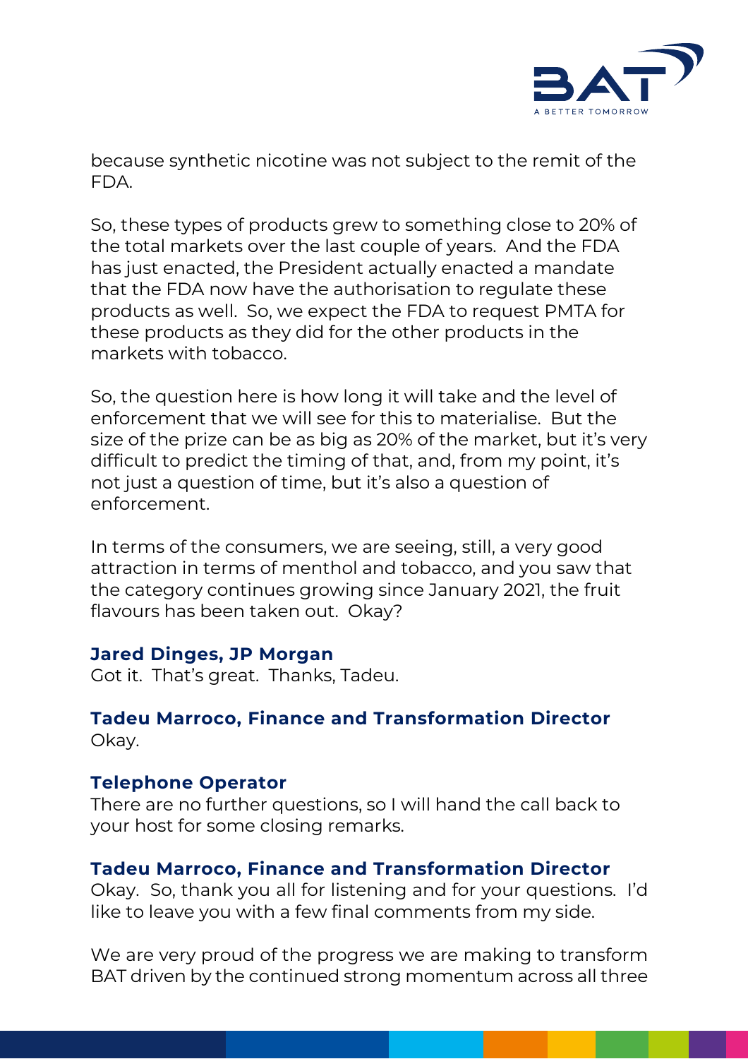because synthetic nicotine was not subject to the remit of the FDA.

So, these types of products grew to something close to 20% of the total markets over the last couple of years. And the FDA has just enacted, the President actually enacted a mandate that the FDA now have the authorisation to regulate these products as well. So, we expect the FDA to request PMTA for these products as they did for the other products in the markets with tobacco.

So, the question here is how long it will take and the level of enforcement that we will see for this to materialise. But the size of the prize can be as big as 20% of the market, but it's very difficult to predict the timing of that, and, from my point, it's not just a question of time, but it's also a question of enforcement.

In terms of the consumers, we are seeing, still, a very good attraction in terms of menthol and tobacco, and you saw that the category continues growing since January 2021, the fruit flavours has been taken out. Okay?

**Jared Dinges, JP Morgan**
Got it. That's great. Thanks, Tadeu.

**Tadeu Marroco, Finance and Transformation Director**
Okay.

**Telephone Operator**
There are no further questions, so I will hand the call back to your host for some closing remarks.

**Tadeu Marroco, Finance and Transformation Director**
Okay. So, thank you all for listening and for your questions. I'd like to leave you with a few final comments from my side.

We are very proud of the progress we are making to transform BAT driven by the continued strong momentum across all three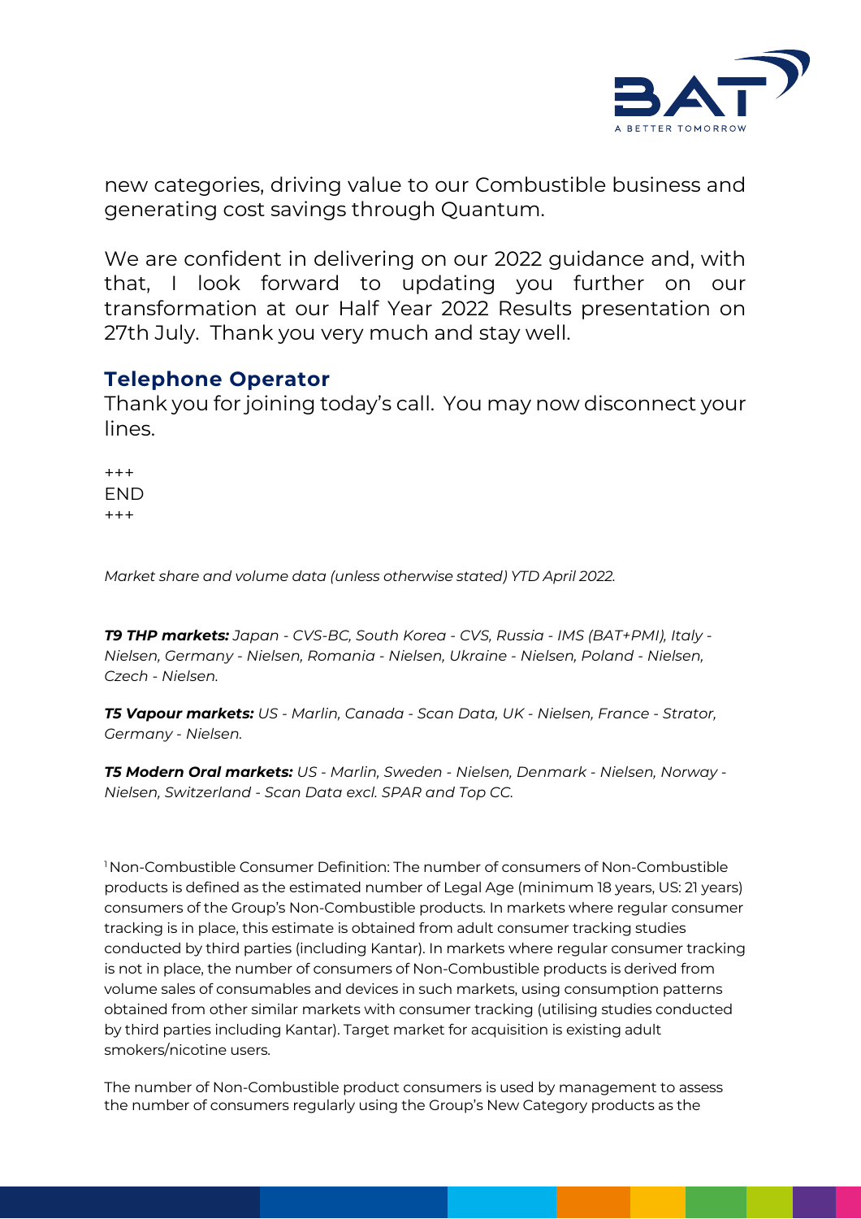new categories, driving value to our Combustible business and generating cost savings through Quantum.

We are confident in delivering on our 2022 guidance and, with that, I look forward to updating you further on our transformation at our Half Year 2022 Results presentation on 27th July. Thank you very much and stay well.

### Telephone Operator

Thank you for joining today's call. You may now disconnect your lines.

+++
END
+++

*Market share and volume data (unless otherwise stated) YTD April 2022.*

***T9 THP markets:*** *Japan - CVS-BC, South Korea - CVS, Russia - IMS (BAT+PMI), Italy - Nielsen, Germany - Nielsen, Romania - Nielsen, Ukraine - Nielsen, Poland - Nielsen, Czech - Nielsen.*

***T5 Vapour markets:*** *US - Marlin, Canada - Scan Data, UK - Nielsen, France - Strator, Germany - Nielsen.*

***T5 Modern Oral markets:*** *US - Marlin, Sweden - Nielsen, Denmark - Nielsen, Norway - Nielsen, Switzerland - Scan Data excl. SPAR and Top CC.*

[1] Non-Combustible Consumer Definition: The number of consumers of Non-Combustible products is defined as the estimated number of Legal Age (minimum 18 years, US: 21 years) consumers of the Group's Non-Combustible products. In markets where regular consumer tracking is in place, this estimate is obtained from adult consumer tracking studies conducted by third parties (including Kantar). In markets where regular consumer tracking is not in place, the number of consumers of Non-Combustible products is derived from volume sales of consumables and devices in such markets, using consumption patterns obtained from other similar markets with consumer tracking (utilising studies conducted by third parties including Kantar). Target market for acquisition is existing adult smokers/nicotine users.

The number of Non-Combustible product consumers is used by management to assess the number of consumers regularly using the Group's New Category products as the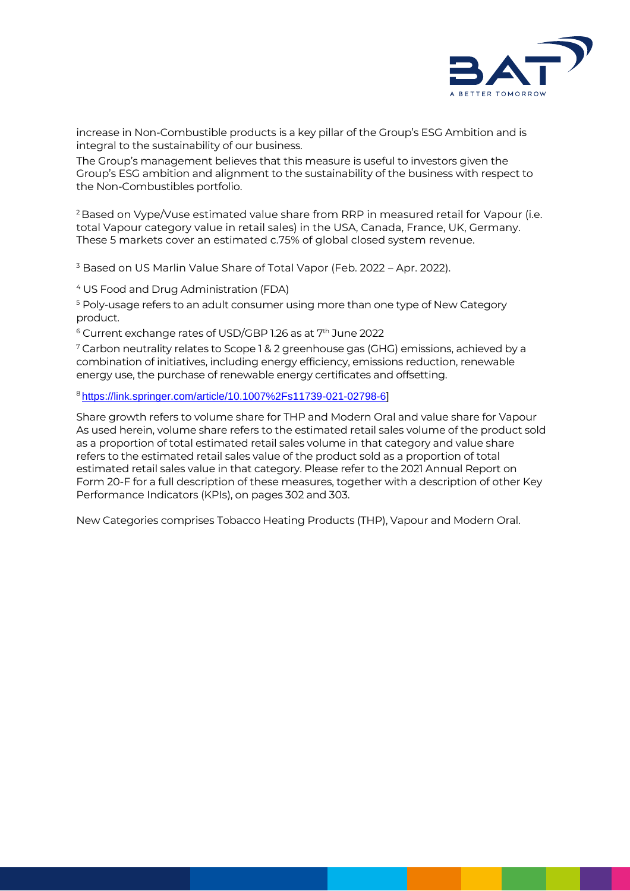increase in Non-Combustible products is a key pillar of the Group's ESG Ambition and is integral to the sustainability of our business.

The Group's management believes that this measure is useful to investors given the Group's ESG ambition and alignment to the sustainability of the business with respect to the Non-Combustibles portfolio.

[2] Based on Vype/Vuse estimated value share from RRP in measured retail for Vapour (i.e. total Vapour category value in retail sales) in the USA, Canada, France, UK, Germany. These 5 markets cover an estimated c.75% of global closed system revenue.

[3] Based on US Marlin Value Share of Total Vapor (Feb. 2022 – Apr. 2022).

[4] US Food and Drug Administration (FDA)

[5] Poly-usage refers to an adult consumer using more than one type of New Category product.

[6] Current exchange rates of USD/GBP 1.26 as at 7th June 2022

[7] Carbon neutrality relates to Scope 1 & 2 greenhouse gas (GHG) emissions, achieved by a combination of initiatives, including energy efficiency, emissions reduction, renewable energy use, the purchase of renewable energy certificates and offsetting.

[8] https://link.springer.com/article/10.1007%2Fs11739-021-02798-6]

Share growth refers to volume share for THP and Modern Oral and value share for Vapour As used herein, volume share refers to the estimated retail sales volume of the product sold as a proportion of total estimated retail sales volume in that category and value share refers to the estimated retail sales value of the product sold as a proportion of total estimated retail sales value in that category. Please refer to the 2021 Annual Report on Form 20-F for a full description of these measures, together with a description of other Key Performance Indicators (KPIs), on pages 302 and 303.

New Categories comprises Tobacco Heating Products (THP), Vapour and Modern Oral.